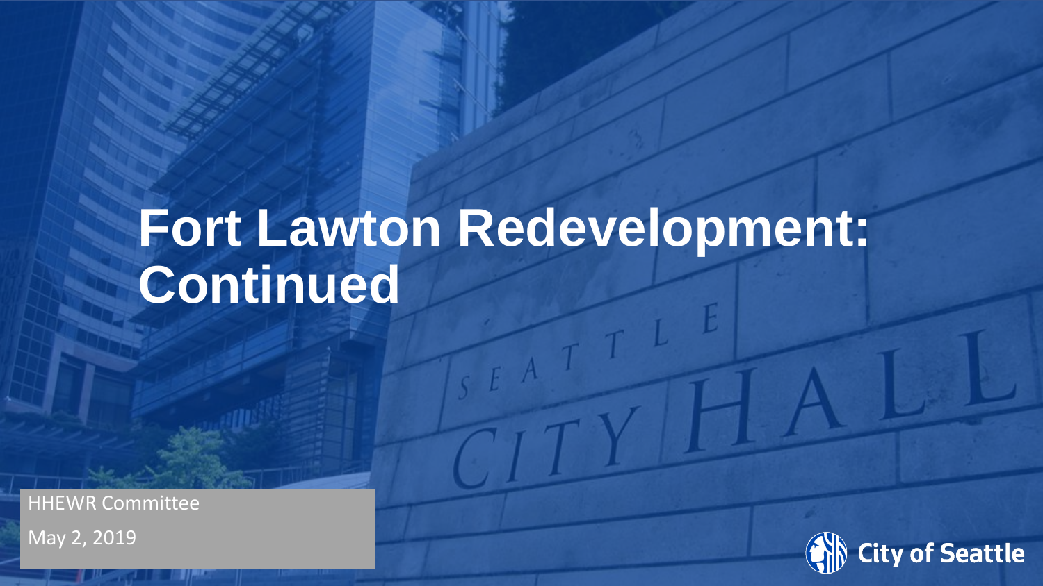# Fort Lawton Redevelopment: Continued

HHEWR Committee

May 2, 2019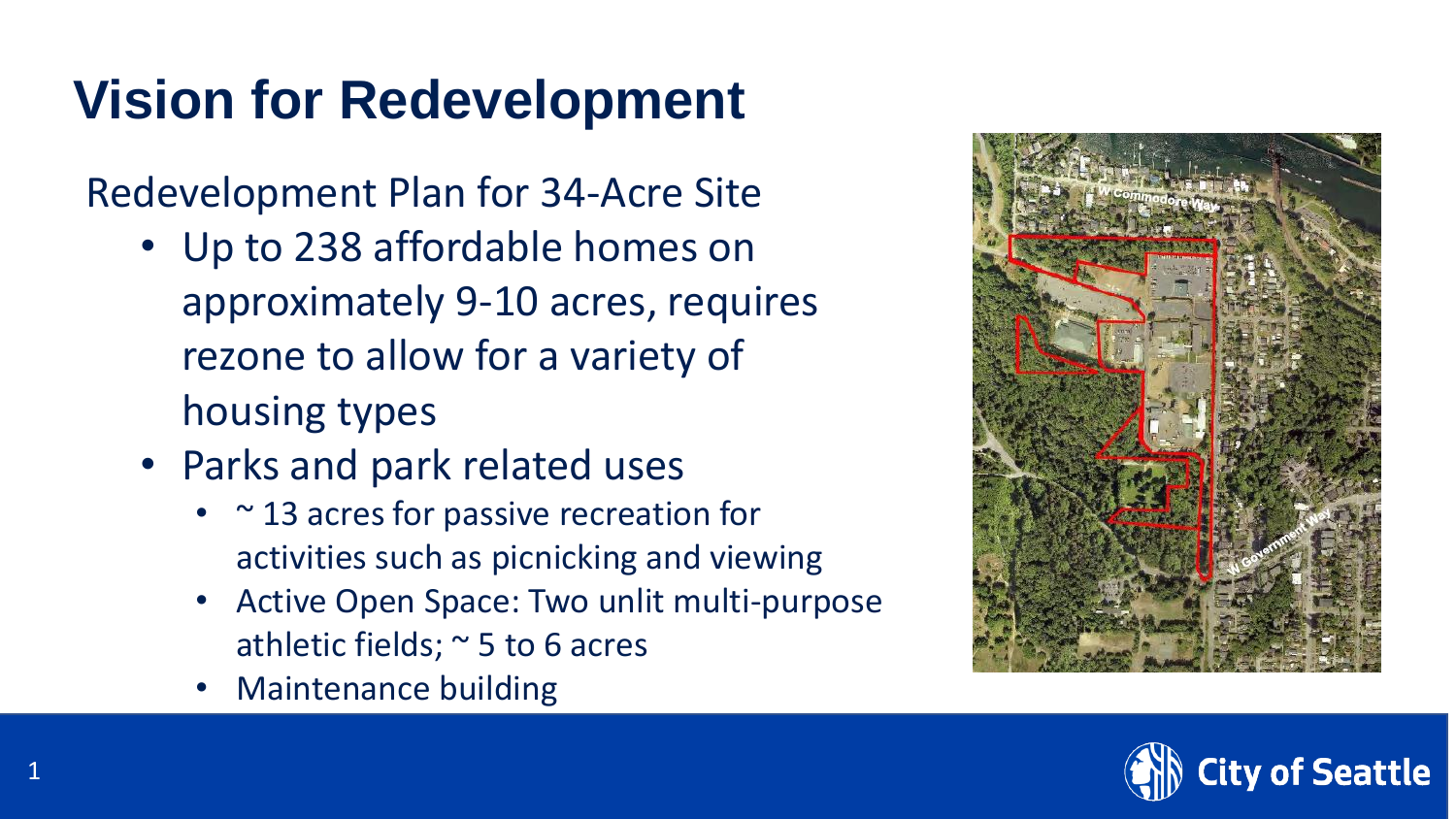# Vision for Redevelopment

Redevelopment Plan for 34-Acre Site

- Up to 238 affordable homes on approximately 9-10 acres, requires rezone to allow for a variety of housing types
- Parks and park related uses
  - ~ 13 acres for passive recreation for activities such as picnicking and viewing
  - Active Open Space: Two unlit multi-purpose athletic fields; ~ 5 to 6 acres
  - Maintenance building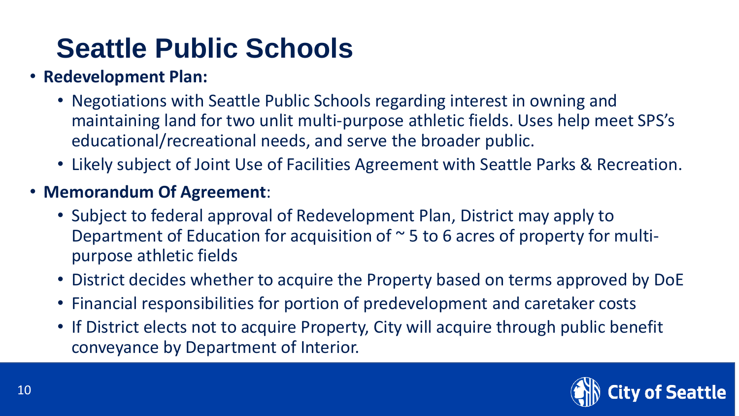# Seattle Public Schools

- **Redevelopment Plan:**
  - Negotiations with Seattle Public Schools regarding interest in owning and maintaining land for two unlit multi-purpose athletic fields. Uses help meet SPS's educational/recreational needs, and serve the broader public.
  - Likely subject of Joint Use of Facilities Agreement with Seattle Parks & Recreation.
- **Memorandum Of Agreement**:
  - Subject to federal approval of Redevelopment Plan, District may apply to Department of Education for acquisition of ~ 5 to 6 acres of property for multi-purpose athletic fields
  - District decides whether to acquire the Property based on terms approved by DoE
  - Financial responsibilities for portion of predevelopment and caretaker costs
  - If District elects not to acquire Property, City will acquire through public benefit conveyance by Department of Interior.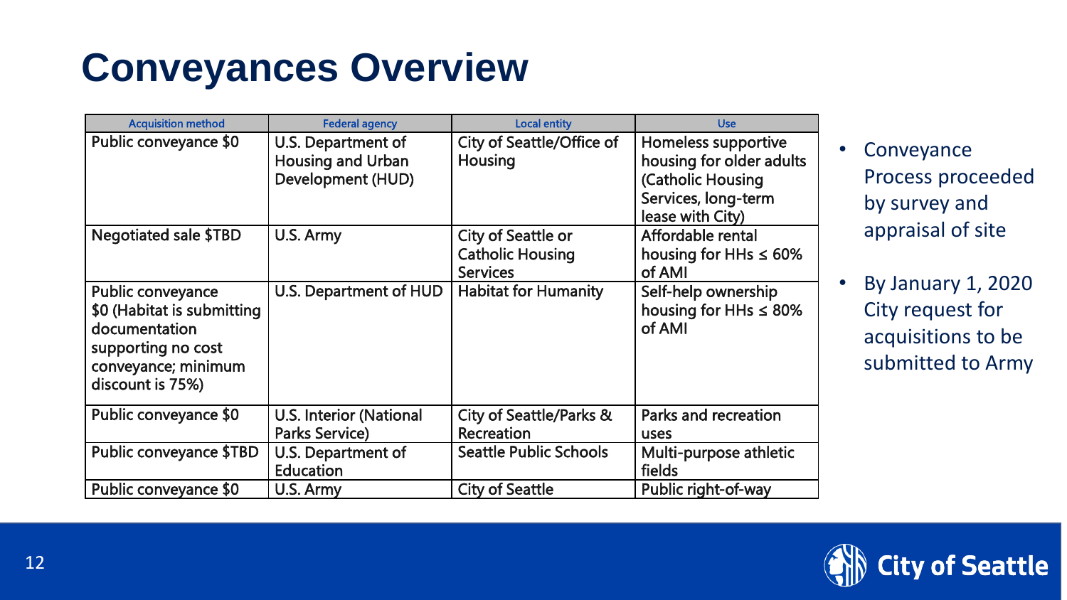# Conveyances Overview

| Acquisition method | Federal agency | Local entity | Use |
|---|---|---|---|
| Public conveyance $0 | U.S. Department of Housing and Urban Development (HUD) | City of Seattle/Office of Housing | Homeless supportive housing for older adults (Catholic Housing Services, long-term lease with City) |
| Negotiated sale $TBD | U.S. Army | City of Seattle or Catholic Housing Services | Affordable rental housing for HHs ≤ 60% of AMI |
| Public conveyance $0 (Habitat is submitting documentation supporting no cost conveyance; minimum discount is 75%) | U.S. Department of HUD | Habitat for Humanity | Self-help ownership housing for HHs ≤ 80% of AMI |
| Public conveyance $0 | U.S. Interior (National Parks Service) | City of Seattle/Parks & Recreation | Parks and recreation uses |
| Public conveyance $TBD | U.S. Department of Education | Seattle Public Schools | Multi-purpose athletic fields |
| Public conveyance $0 | U.S. Army | City of Seattle | Public right-of-way |

- Conveyance Process proceeded by survey and appraisal of site
- By January 1, 2020 City request for acquisitions to be submitted to Army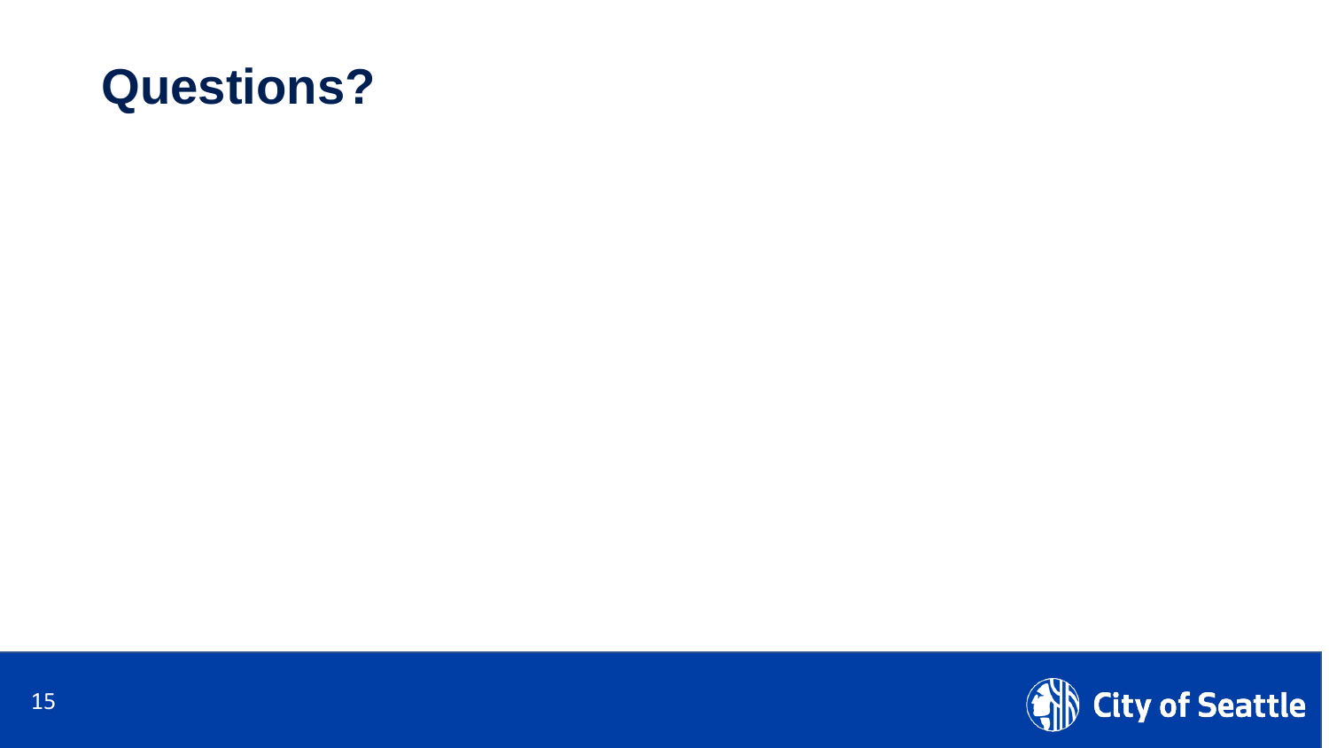# Questions?